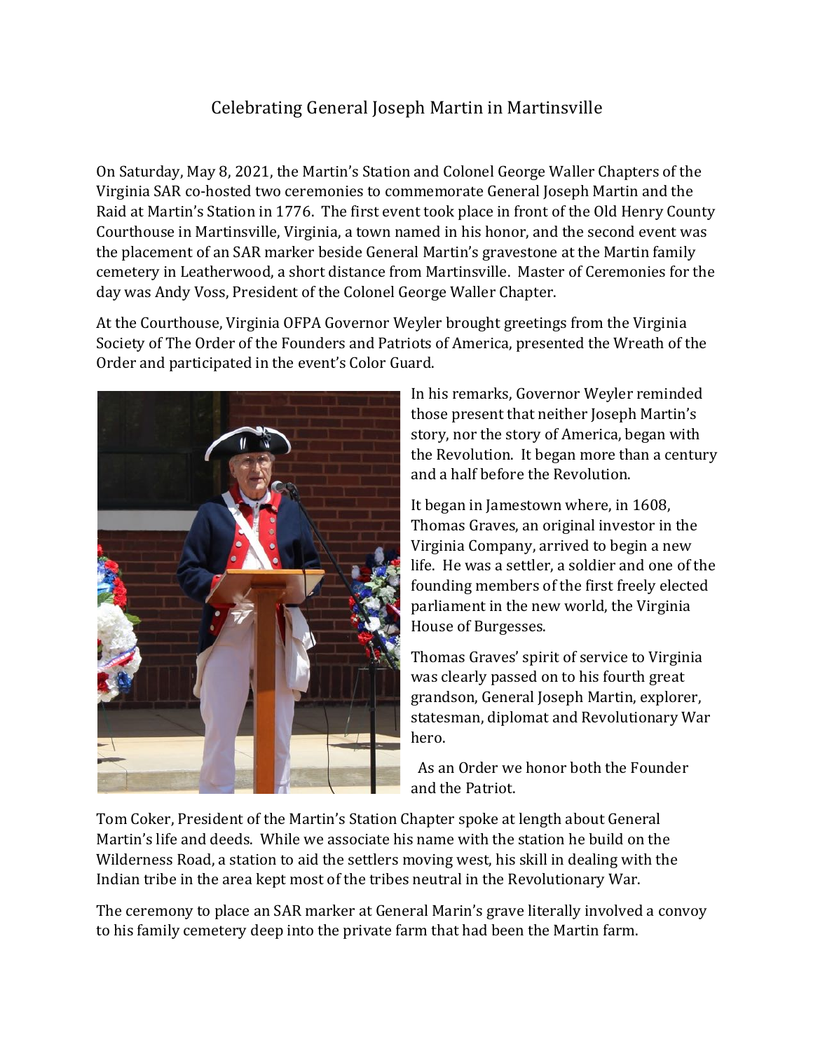# Celebrating General Joseph Martin in Martinsville

On Saturday, May 8, 2021, the Martin's Station and Colonel George Waller Chapters of the Virginia SAR co-hosted two ceremonies to commemorate General Joseph Martin and the Raid at Martin's Station in 1776. The first event took place in front of the Old Henry County Courthouse in Martinsville, Virginia, a town named in his honor, and the second event was the placement of an SAR marker beside General Martin's gravestone at the Martin family cemetery in Leatherwood, a short distance from Martinsville. Master of Ceremonies for the day was Andy Voss, President of the Colonel George Waller Chapter.

At the Courthouse, Virginia OFPA Governor Weyler brought greetings from the Virginia Society of The Order of the Founders and Patriots of America, presented the Wreath of the Order and participated in the event's Color Guard.

In his remarks, Governor Weyler reminded those present that neither Joseph Martin's story, nor the story of America, began with the Revolution. It began more than a century and a half before the Revolution.

It began in Jamestown where, in 1608, Thomas Graves, an original investor in the Virginia Company, arrived to begin a new life. He was a settler, a soldier and one of the founding members of the first freely elected parliament in the new world, the Virginia House of Burgesses.

Thomas Graves' spirit of service to Virginia was clearly passed on to his fourth great grandson, General Joseph Martin, explorer, statesman, diplomat and Revolutionary War hero.

As an Order we honor both the Founder and the Patriot.

Tom Coker, President of the Martin's Station Chapter spoke at length about General Martin's life and deeds. While we associate his name with the station he build on the Wilderness Road, a station to aid the settlers moving west, his skill in dealing with the Indian tribe in the area kept most of the tribes neutral in the Revolutionary War.

The ceremony to place an SAR marker at General Marin's grave literally involved a convoy to his family cemetery deep into the private farm that had been the Martin farm.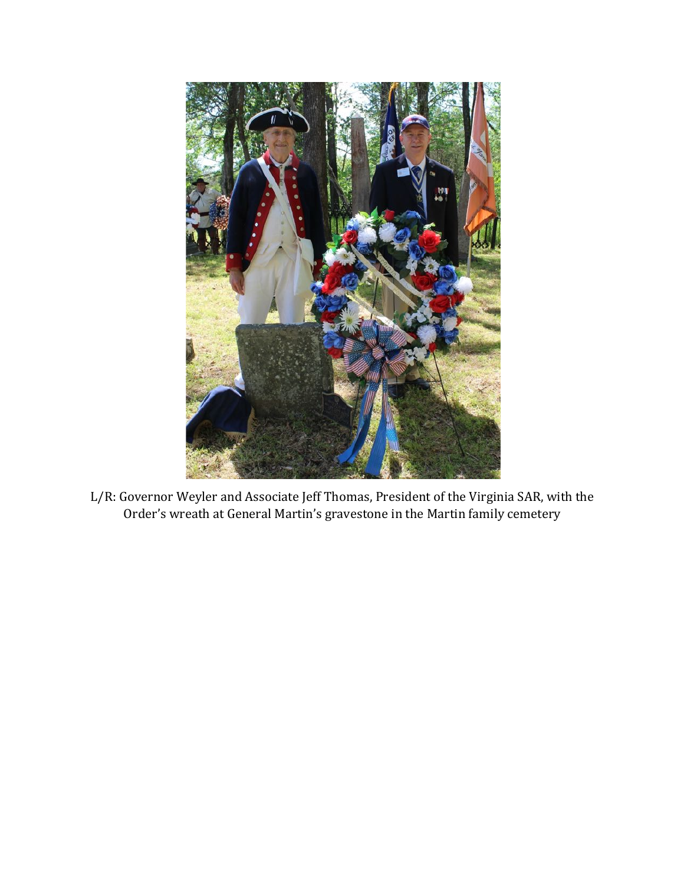L/R: Governor Weyler and Associate Jeff Thomas, President of the Virginia SAR, with the Order's wreath at General Martin's gravestone in the Martin family cemetery